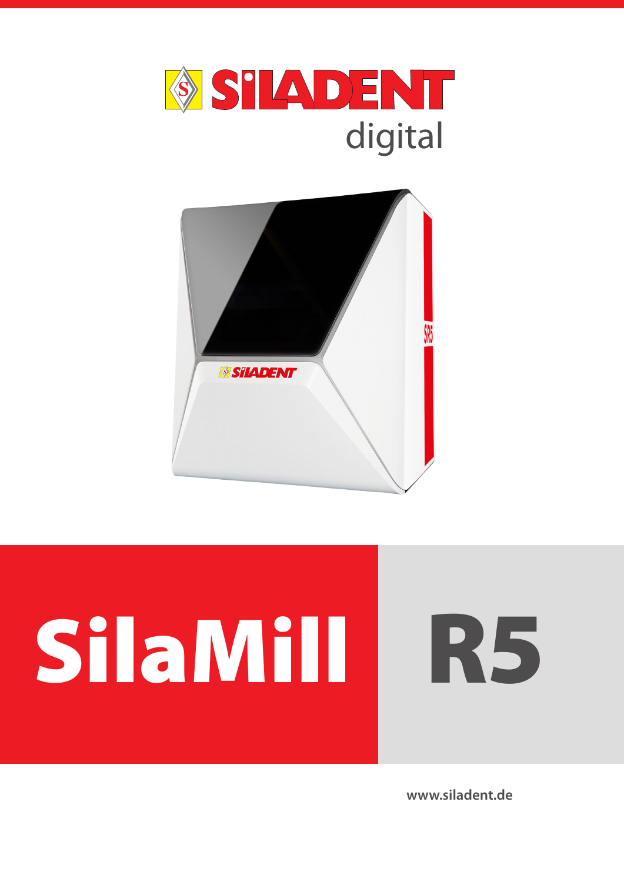SILADENT

digital

# SilaMill R5

www.siladent.de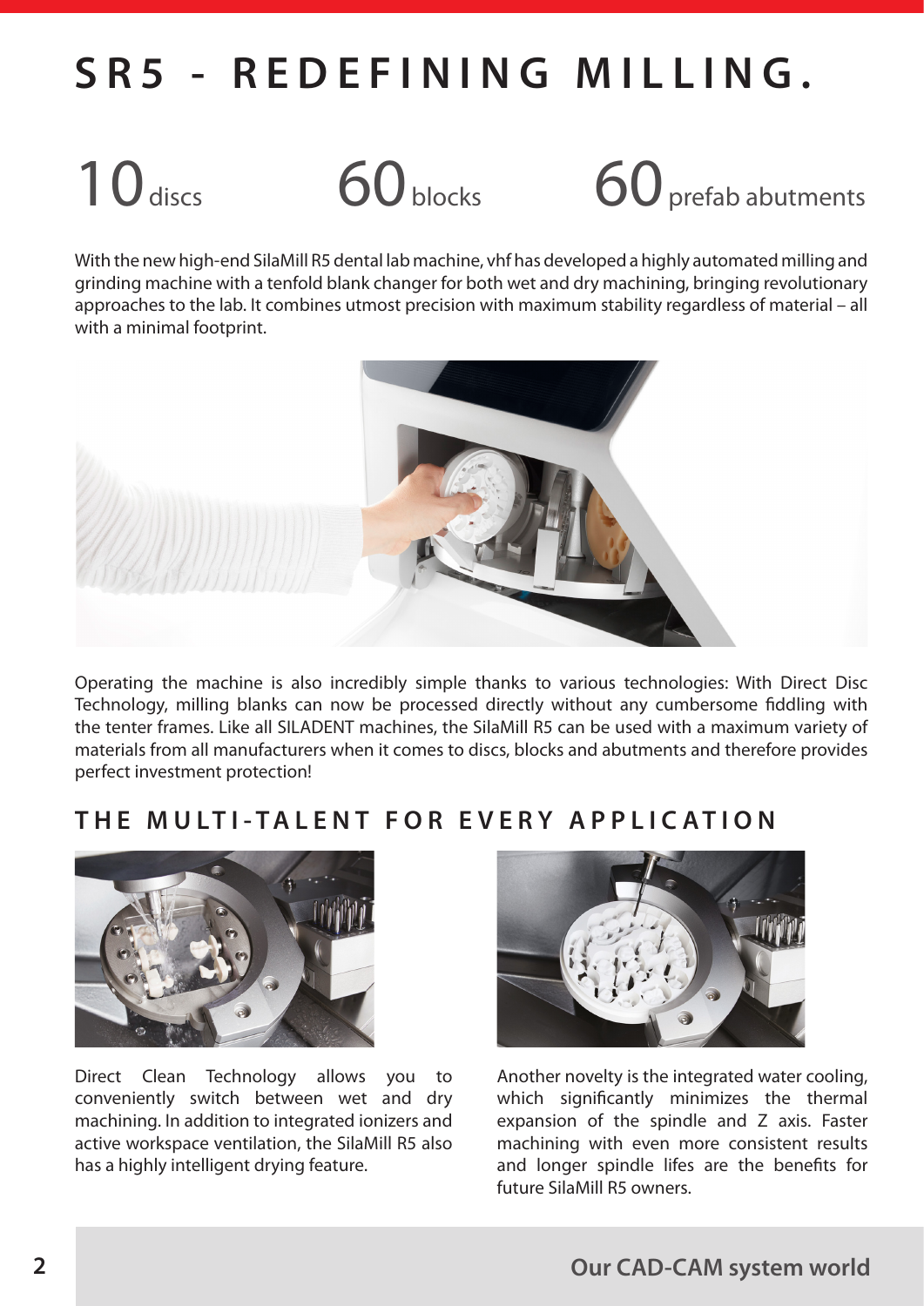# SR5 - REDEFINING MILLING.

10 discs | 60 blocks | 60 prefab abutments

With the new high-end SilaMill R5 dental lab machine, vhf has developed a highly automated milling and grinding machine with a tenfold blank changer for both wet and dry machining, bringing revolutionary approaches to the lab. It combines utmost precision with maximum stability regardless of material – all with a minimal footprint.

Operating the machine is also incredibly simple thanks to various technologies: With Direct Disc Technology, milling blanks can now be processed directly without any cumbersome fiddling with the tenter frames. Like all SILADENT machines, the SilaMill R5 can be used with a maximum variety of materials from all manufacturers when it comes to discs, blocks and abutments and therefore provides perfect investment protection!

## THE MULTI-TALENT FOR EVERY APPLICATION

Direct Clean Technology allows you to conveniently switch between wet and dry machining. In addition to integrated ionizers and active workspace ventilation, the SilaMill R5 also has a highly intelligent drying feature.

Another novelty is the integrated water cooling, which significantly minimizes the thermal expansion of the spindle and Z axis. Faster machining with even more consistent results and longer spindle lifes are the benefits for future SilaMill R5 owners.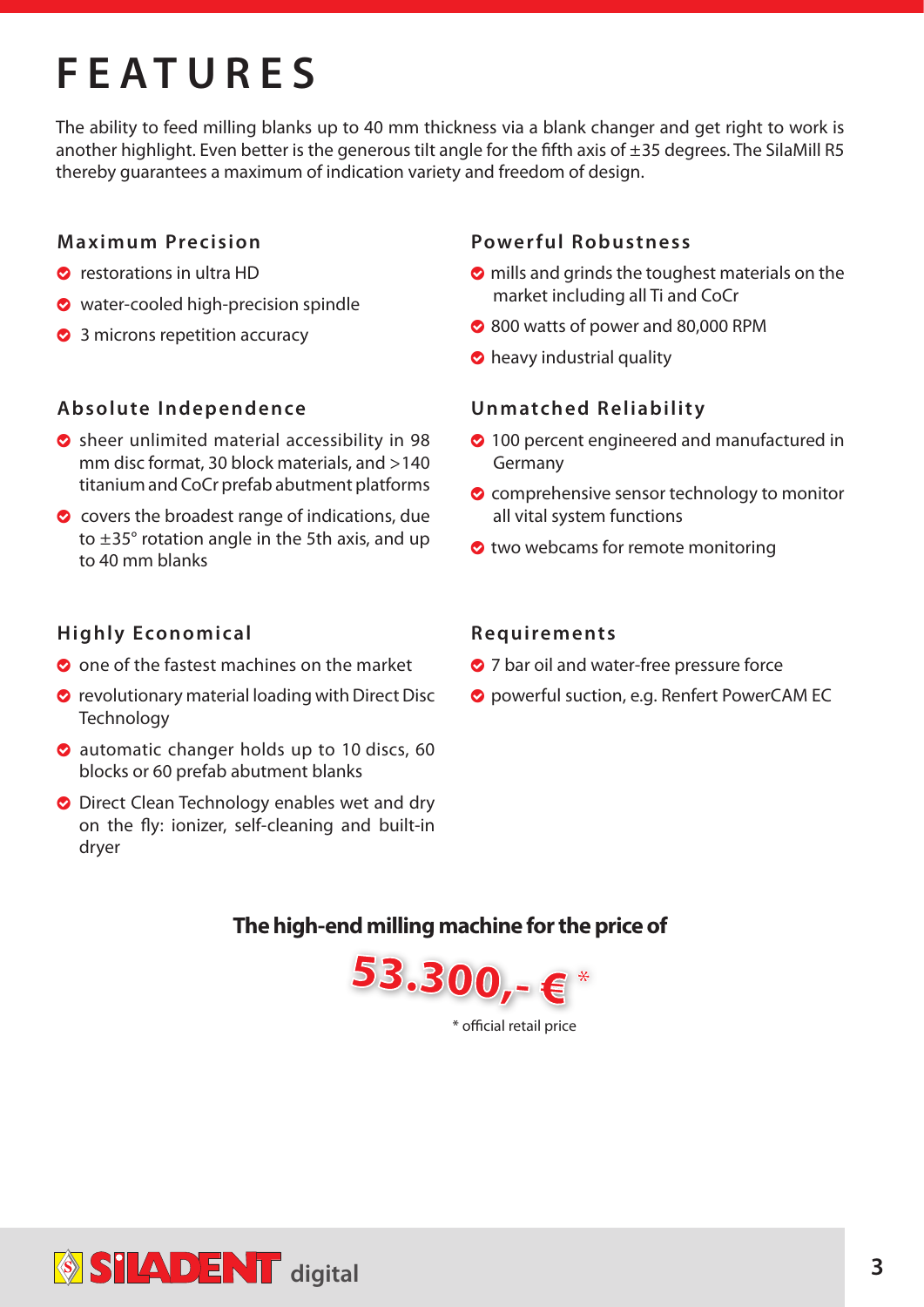# FEATURES

The ability to feed milling blanks up to 40 mm thickness via a blank changer and get right to work is another highlight. Even better is the generous tilt angle for the fifth axis of ±35 degrees. The SilaMill R5 thereby guarantees a maximum of indication variety and freedom of design.

### Maximum Precision

- restorations in ultra HD
- water-cooled high-precision spindle
- 3 microns repetition accuracy

### Absolute Independence

- sheer unlimited material accessibility in 98 mm disc format, 30 block materials, and >140 titanium and CoCr prefab abutment platforms
- covers the broadest range of indications, due to ±35° rotation angle in the 5th axis, and up to 40 mm blanks

### Highly Economical

- one of the fastest machines on the market
- revolutionary material loading with Direct Disc Technology
- automatic changer holds up to 10 discs, 60 blocks or 60 prefab abutment blanks
- Direct Clean Technology enables wet and dry on the fly: ionizer, self-cleaning and built-in dryer

### Powerful Robustness

- mills and grinds the toughest materials on the market including all Ti and CoCr
- 800 watts of power and 80,000 RPM
- heavy industrial quality

### Unmatched Reliability

- 100 percent engineered and manufactured in Germany
- comprehensive sensor technology to monitor all vital system functions
- two webcams for remote monitoring

### Requirements

- 7 bar oil and water-free pressure force
- powerful suction, e.g. Renfert PowerCAM EC

**The high-end milling machine for the price of**

**53.300,- €** *

\* official retail price

SILADENT digital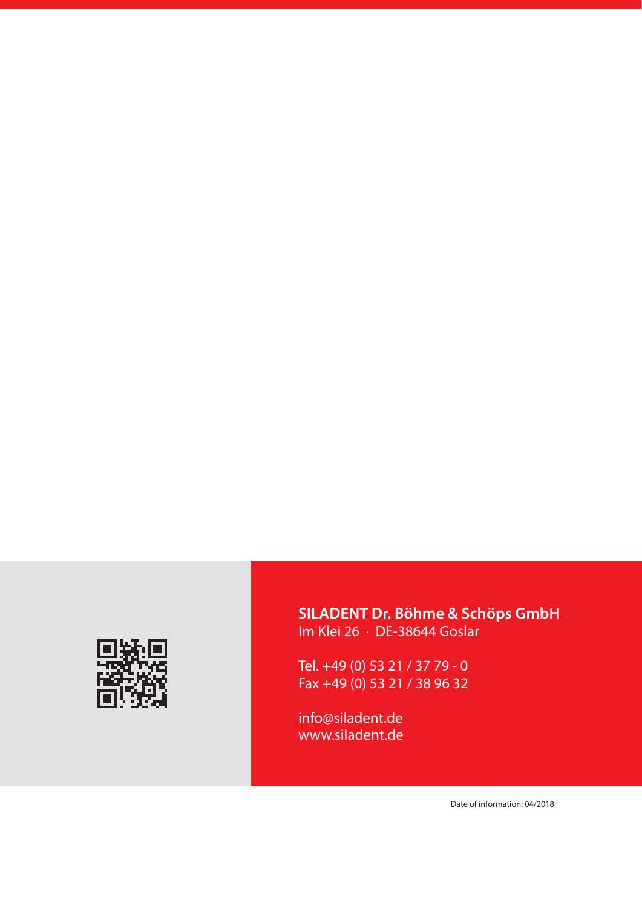**SILADENT Dr. Böhme & Schöps GmbH**
Im Klei 26 · DE-38644 Goslar

Tel. +49 (0) 53 21 / 37 79 - 0
Fax +49 (0) 53 21 / 38 96 32

info@siladent.de
www.siladent.de

Date of information: 04/2018